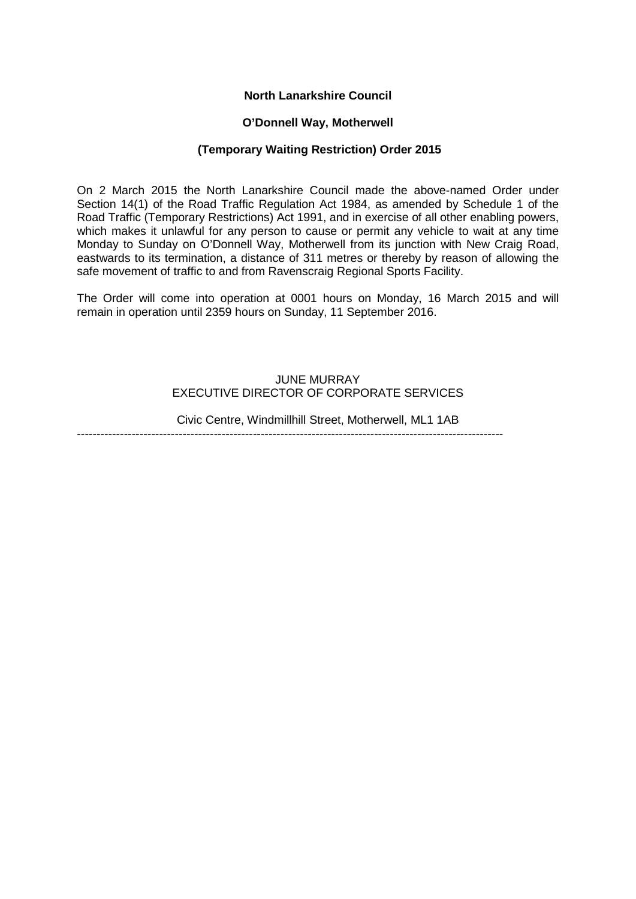**North Lanarkshire Council**

**O'Donnell Way, Motherwell**

**(Temporary Waiting Restriction) Order 2015**

On 2 March 2015 the North Lanarkshire Council made the above-named Order under Section 14(1) of the Road Traffic Regulation Act 1984, as amended by Schedule 1 of the Road Traffic (Temporary Restrictions) Act 1991, and in exercise of all other enabling powers, which makes it unlawful for any person to cause or permit any vehicle to wait at any time Monday to Sunday on O'Donnell Way, Motherwell from its junction with New Craig Road, eastwards to its termination, a distance of 311 metres or thereby by reason of allowing the safe movement of traffic to and from Ravenscraig Regional Sports Facility.

The Order will come into operation at 0001 hours on Monday, 16 March 2015 and will remain in operation until 2359 hours on Sunday, 11 September 2016.

JUNE MURRAY
EXECUTIVE DIRECTOR OF CORPORATE SERVICES

Civic Centre, Windmillhill Street, Motherwell, ML1 1AB

---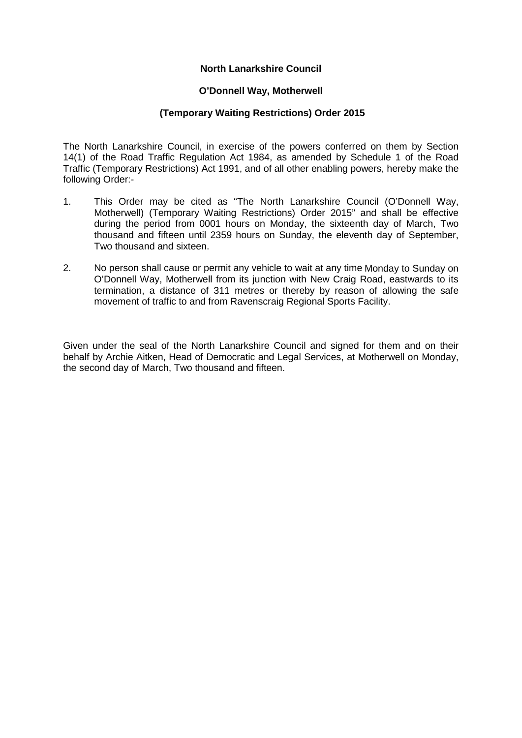**North Lanarkshire Council**

**O'Donnell Way, Motherwell**

**(Temporary Waiting Restrictions) Order 2015**

The North Lanarkshire Council, in exercise of the powers conferred on them by Section 14(1) of the Road Traffic Regulation Act 1984, as amended by Schedule 1 of the Road Traffic (Temporary Restrictions) Act 1991, and of all other enabling powers, hereby make the following Order:-

1. This Order may be cited as "The North Lanarkshire Council (O'Donnell Way, Motherwell) (Temporary Waiting Restrictions) Order 2015" and shall be effective during the period from 0001 hours on Monday, the sixteenth day of March, Two thousand and fifteen until 2359 hours on Sunday, the eleventh day of September, Two thousand and sixteen.

2. No person shall cause or permit any vehicle to wait at any time Monday to Sunday on O'Donnell Way, Motherwell from its junction with New Craig Road, eastwards to its termination, a distance of 311 metres or thereby by reason of allowing the safe movement of traffic to and from Ravenscraig Regional Sports Facility.

Given under the seal of the North Lanarkshire Council and signed for them and on their behalf by Archie Aitken, Head of Democratic and Legal Services, at Motherwell on Monday, the second day of March, Two thousand and fifteen.